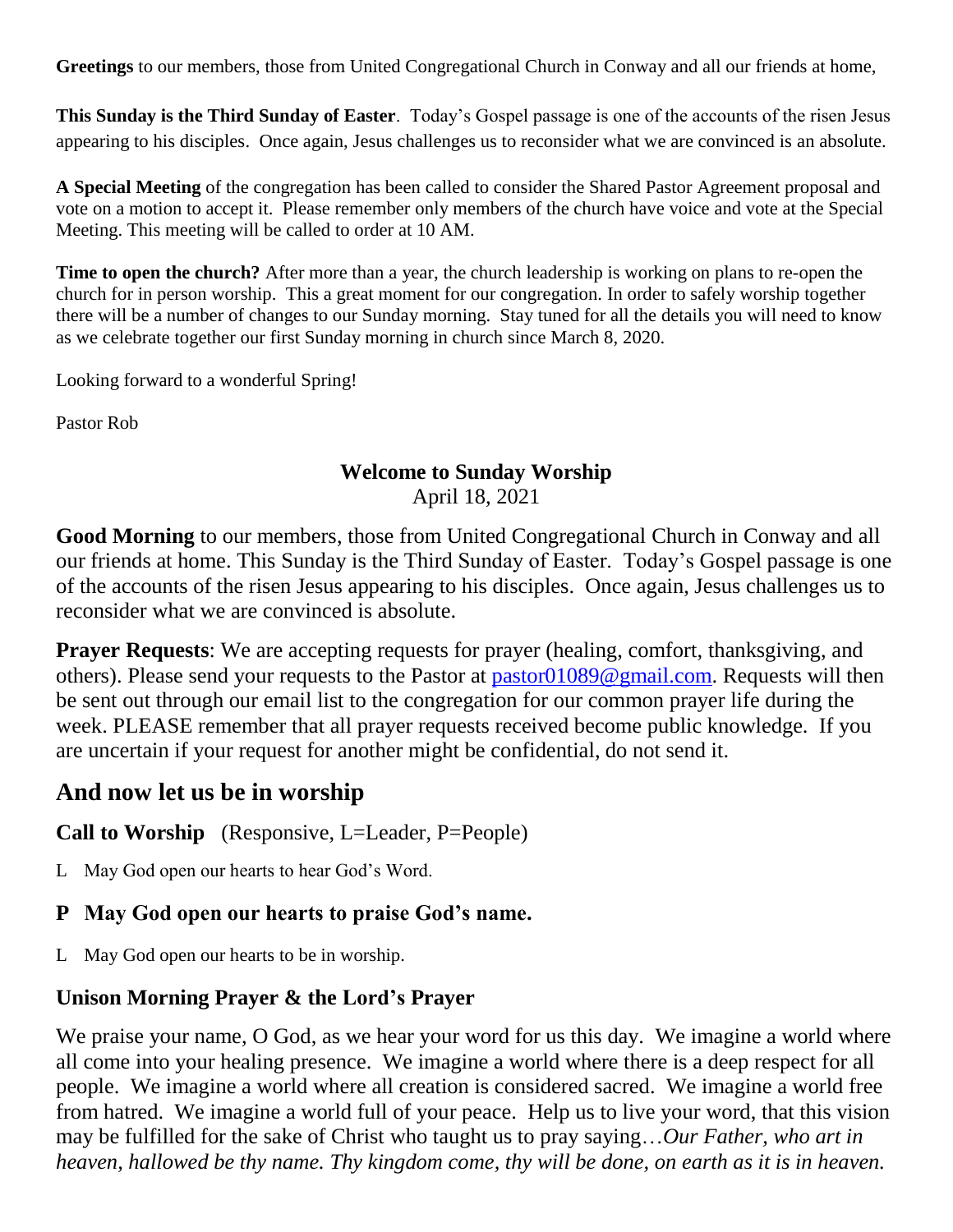**Greetings** to our members, those from United Congregational Church in Conway and all our friends at home,

**This Sunday is the Third Sunday of Easter**. Today's Gospel passage is one of the accounts of the risen Jesus appearing to his disciples. Once again, Jesus challenges us to reconsider what we are convinced is an absolute.

**A Special Meeting** of the congregation has been called to consider the Shared Pastor Agreement proposal and vote on a motion to accept it. Please remember only members of the church have voice and vote at the Special Meeting. This meeting will be called to order at 10 AM.

**Time to open the church?** After more than a year, the church leadership is working on plans to re-open the church for in person worship. This a great moment for our congregation. In order to safely worship together there will be a number of changes to our Sunday morning. Stay tuned for all the details you will need to know as we celebrate together our first Sunday morning in church since March 8, 2020.

Looking forward to a wonderful Spring!

Pastor Rob

**Welcome to Sunday Worship**

April 18, 2021

**Good Morning** to our members, those from United Congregational Church in Conway and all our friends at home. This Sunday is the Third Sunday of Easter. Today's Gospel passage is one of the accounts of the risen Jesus appearing to his disciples. Once again, Jesus challenges us to reconsider what we are convinced is absolute.

**Prayer Requests**: We are accepting requests for prayer (healing, comfort, thanksgiving, and others). Please send your requests to the Pastor at pastor01089@gmail.com. Requests will then be sent out through our email list to the congregation for our common prayer life during the week. PLEASE remember that all prayer requests received become public knowledge. If you are uncertain if your request for another might be confidential, do not send it.

## And now let us be in worship

**Call to Worship** (Responsive, L=Leader, P=People)

L May God open our hearts to hear God's Word.

### P May God open our hearts to praise God's name.

L May God open our hearts to be in worship.

### Unison Morning Prayer & the Lord's Prayer

We praise your name, O God, as we hear your word for us this day. We imagine a world where all come into your healing presence. We imagine a world where there is a deep respect for all people. We imagine a world where all creation is considered sacred. We imagine a world free from hatred. We imagine a world full of your peace. Help us to live your word, that this vision may be fulfilled for the sake of Christ who taught us to pray saying…*Our Father, who art in heaven, hallowed be thy name. Thy kingdom come, thy will be done, on earth as it is in heaven.*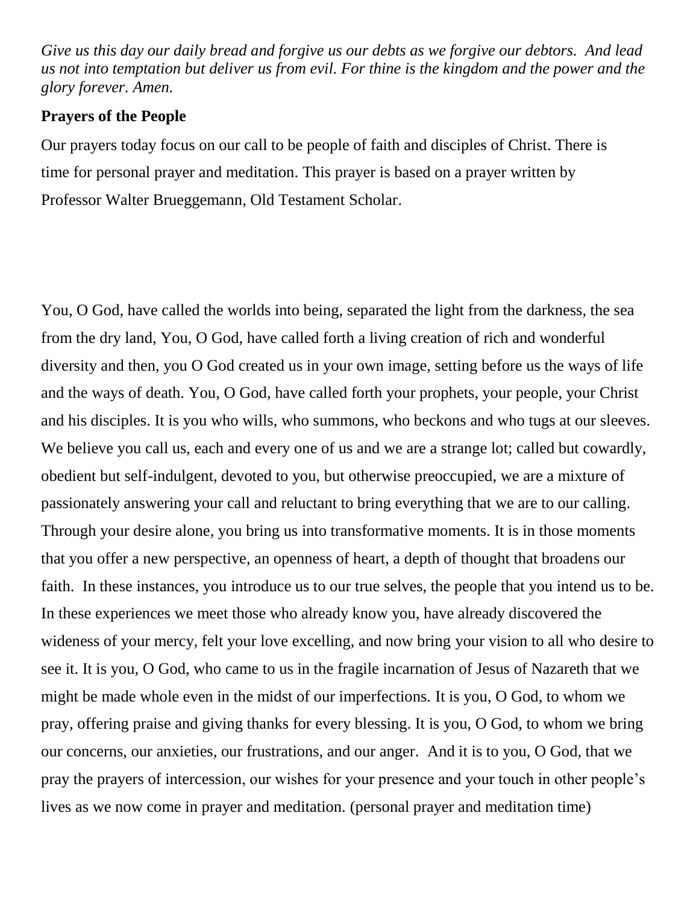*Give us this day our daily bread and forgive us our debts as we forgive our debtors. And lead us not into temptation but deliver us from evil. For thine is the kingdom and the power and the glory forever. Amen.*

**Prayers of the People**

Our prayers today focus on our call to be people of faith and disciples of Christ. There is time for personal prayer and meditation. This prayer is based on a prayer written by Professor Walter Brueggemann, Old Testament Scholar.

You, O God, have called the worlds into being, separated the light from the darkness, the sea from the dry land, You, O God, have called forth a living creation of rich and wonderful diversity and then, you O God created us in your own image, setting before us the ways of life and the ways of death. You, O God, have called forth your prophets, your people, your Christ and his disciples. It is you who wills, who summons, who beckons and who tugs at our sleeves. We believe you call us, each and every one of us and we are a strange lot; called but cowardly, obedient but self-indulgent, devoted to you, but otherwise preoccupied, we are a mixture of passionately answering your call and reluctant to bring everything that we are to our calling. Through your desire alone, you bring us into transformative moments. It is in those moments that you offer a new perspective, an openness of heart, a depth of thought that broadens our faith. In these instances, you introduce us to our true selves, the people that you intend us to be. In these experiences we meet those who already know you, have already discovered the wideness of your mercy, felt your love excelling, and now bring your vision to all who desire to see it. It is you, O God, who came to us in the fragile incarnation of Jesus of Nazareth that we might be made whole even in the midst of our imperfections. It is you, O God, to whom we pray, offering praise and giving thanks for every blessing. It is you, O God, to whom we bring our concerns, our anxieties, our frustrations, and our anger. And it is to you, O God, that we pray the prayers of intercession, our wishes for your presence and your touch in other people's lives as we now come in prayer and meditation. (personal prayer and meditation time)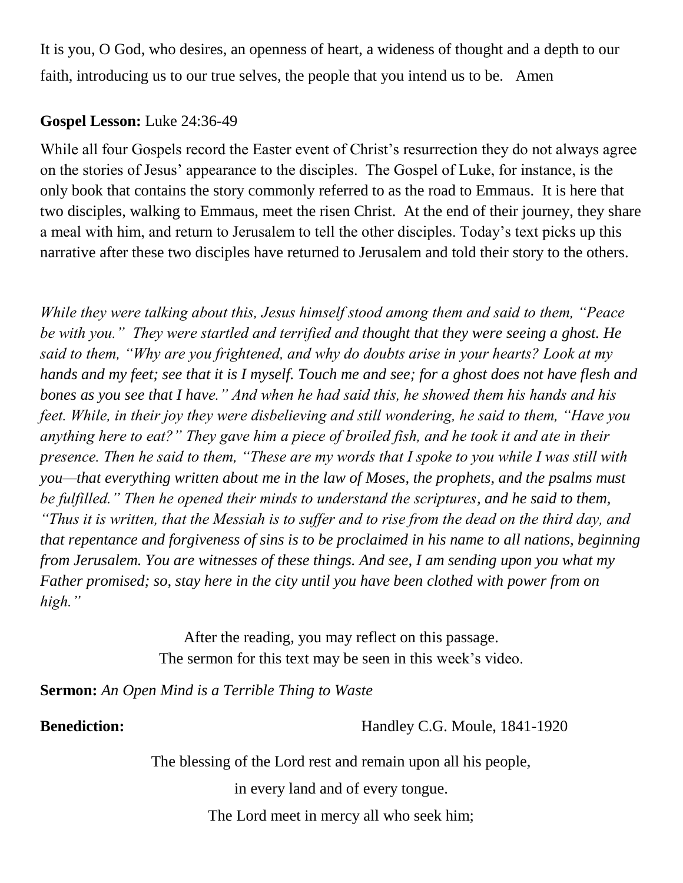It is you, O God, who desires, an openness of heart, a wideness of thought and a depth to our faith, introducing us to our true selves, the people that you intend us to be.   Amen

**Gospel Lesson:** Luke 24:36-49

While all four Gospels record the Easter event of Christ's resurrection they do not always agree on the stories of Jesus' appearance to the disciples. The Gospel of Luke, for instance, is the only book that contains the story commonly referred to as the road to Emmaus. It is here that two disciples, walking to Emmaus, meet the risen Christ. At the end of their journey, they share a meal with him, and return to Jerusalem to tell the other disciples. Today's text picks up this narrative after these two disciples have returned to Jerusalem and told their story to the others.

*While they were talking about this, Jesus himself stood among them and said to them, "Peace be with you." They were startled and terrified and thought that they were seeing a ghost. He said to them, "Why are you frightened, and why do doubts arise in your hearts? Look at my hands and my feet; see that it is I myself. Touch me and see; for a ghost does not have flesh and bones as you see that I have." And when he had said this, he showed them his hands and his feet. While, in their joy they were disbelieving and still wondering, he said to them, "Have you anything here to eat?" They gave him a piece of broiled fish, and he took it and ate in their presence. Then he said to them, "These are my words that I spoke to you while I was still with you—that everything written about me in the law of Moses, the prophets, and the psalms must be fulfilled." Then he opened their minds to understand the scriptures, and he said to them, "Thus it is written, that the Messiah is to suffer and to rise from the dead on the third day, and that repentance and forgiveness of sins is to be proclaimed in his name to all nations, beginning from Jerusalem. You are witnesses of these things. And see, I am sending upon you what my Father promised; so, stay here in the city until you have been clothed with power from on high."*

After the reading, you may reflect on this passage.
The sermon for this text may be seen in this week's video.

**Sermon:** *An Open Mind is a Terrible Thing to Waste*

**Benediction:** Handley C.G. Moule, 1841-1920

The blessing of the Lord rest and remain upon all his people,

in every land and of every tongue.

The Lord meet in mercy all who seek him;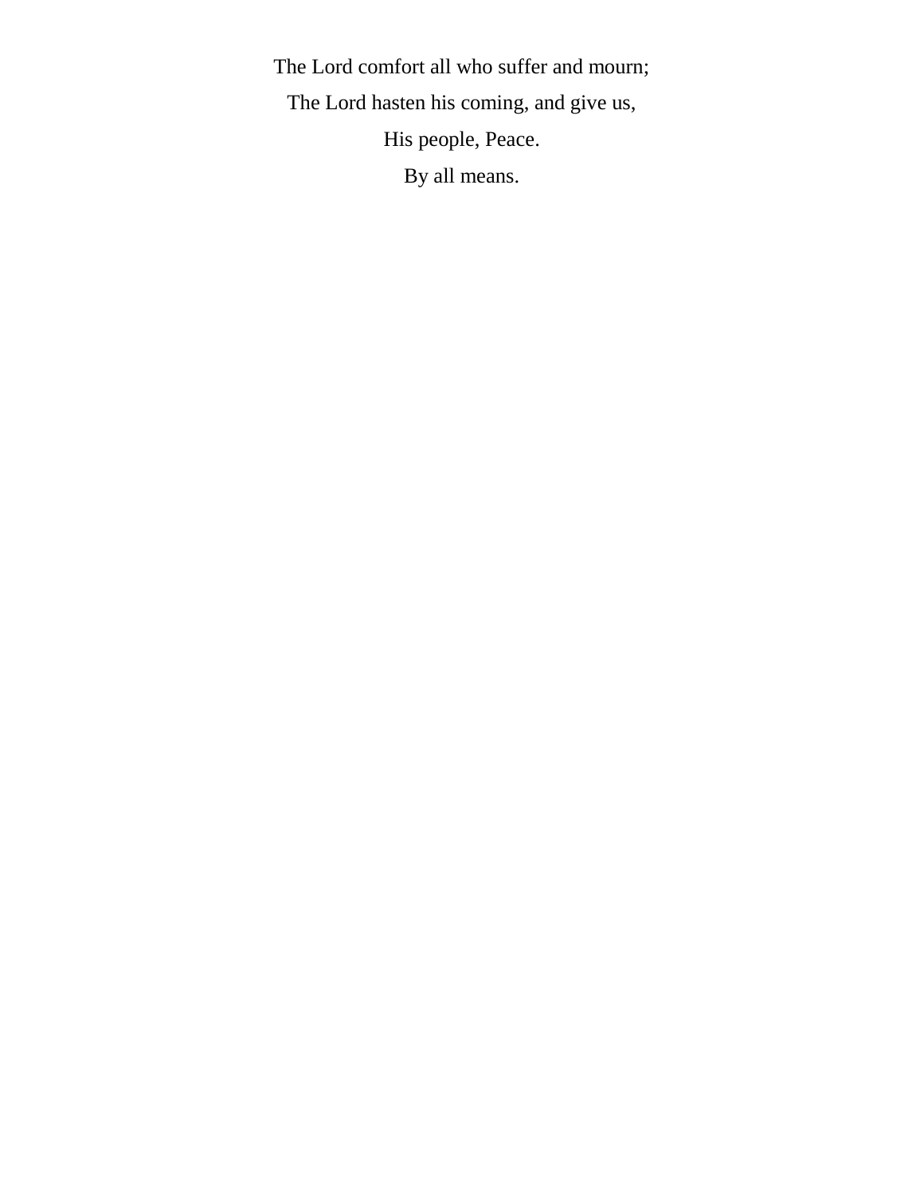The Lord comfort all who suffer and mourn;

The Lord hasten his coming, and give us,

His people, Peace.

By all means.